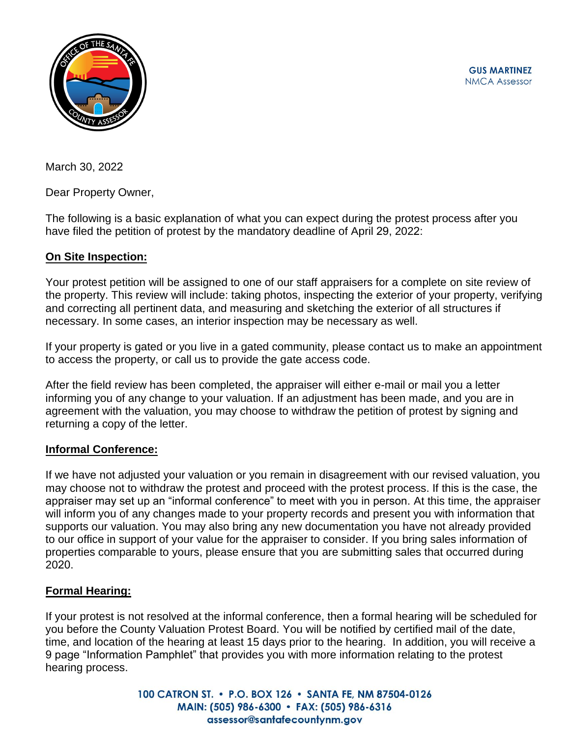GUS MARTINEZ
NMCA Assessor

March 30, 2022

Dear Property Owner,

The following is a basic explanation of what you can expect during the protest process after you have filed the petition of protest by the mandatory deadline of April 29, 2022:

**On Site Inspection:**

Your protest petition will be assigned to one of our staff appraisers for a complete on site review of the property. This review will include: taking photos, inspecting the exterior of your property, verifying and correcting all pertinent data, and measuring and sketching the exterior of all structures if necessary. In some cases, an interior inspection may be necessary as well.

If your property is gated or you live in a gated community, please contact us to make an appointment to access the property, or call us to provide the gate access code.

After the field review has been completed, the appraiser will either e-mail or mail you a letter informing you of any change to your valuation. If an adjustment has been made, and you are in agreement with the valuation, you may choose to withdraw the petition of protest by signing and returning a copy of the letter.

**Informal Conference:**

If we have not adjusted your valuation or you remain in disagreement with our revised valuation, you may choose not to withdraw the protest and proceed with the protest process. If this is the case, the appraiser may set up an "informal conference" to meet with you in person. At this time, the appraiser will inform you of any changes made to your property records and present you with information that supports our valuation. You may also bring any new documentation you have not already provided to our office in support of your value for the appraiser to consider. If you bring sales information of properties comparable to yours, please ensure that you are submitting sales that occurred during 2020.

**Formal Hearing:**

If your protest is not resolved at the informal conference, then a formal hearing will be scheduled for you before the County Valuation Protest Board. You will be notified by certified mail of the date, time, and location of the hearing at least 15 days prior to the hearing. In addition, you will receive a 9 page "Information Pamphlet" that provides you with more information relating to the protest hearing process.

100 CATRON ST. • P.O. BOX 126 • SANTA FE, NM 87504-0126
MAIN: (505) 986-6300 • FAX: (505) 986-6316
assessor@santafecountynm.gov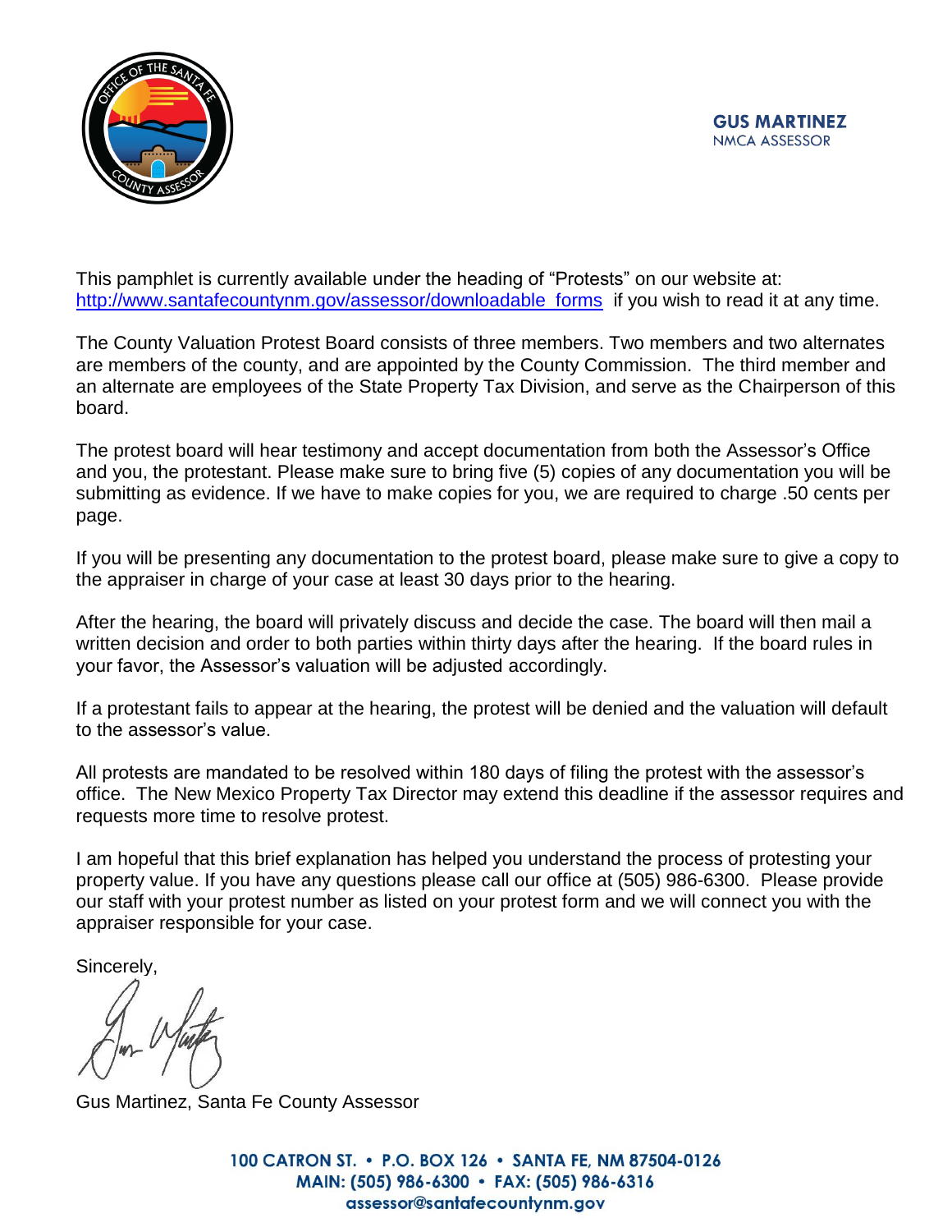GUS MARTINEZ
NMCA ASSESSOR

This pamphlet is currently available under the heading of "Protests" on our website at: http://www.santafecountynm.gov/assessor/downloadable_forms if you wish to read it at any time.

The County Valuation Protest Board consists of three members. Two members and two alternates are members of the county, and are appointed by the County Commission. The third member and an alternate are employees of the State Property Tax Division, and serve as the Chairperson of this board.

The protest board will hear testimony and accept documentation from both the Assessor's Office and you, the protestant. Please make sure to bring five (5) copies of any documentation you will be submitting as evidence. If we have to make copies for you, we are required to charge .50 cents per page.

If you will be presenting any documentation to the protest board, please make sure to give a copy to the appraiser in charge of your case at least 30 days prior to the hearing.

After the hearing, the board will privately discuss and decide the case. The board will then mail a written decision and order to both parties within thirty days after the hearing. If the board rules in your favor, the Assessor's valuation will be adjusted accordingly.

If a protestant fails to appear at the hearing, the protest will be denied and the valuation will default to the assessor's value.

All protests are mandated to be resolved within 180 days of filing the protest with the assessor's office. The New Mexico Property Tax Director may extend this deadline if the assessor requires and requests more time to resolve protest.

I am hopeful that this brief explanation has helped you understand the process of protesting your property value. If you have any questions please call our office at (505) 986-6300. Please provide our staff with your protest number as listed on your protest form and we will connect you with the appraiser responsible for your case.

Sincerely,

Gus Martinez, Santa Fe County Assessor

100 CATRON ST. • P.O. BOX 126 • SANTA FE, NM 87504-0126
MAIN: (505) 986-6300 • FAX: (505) 986-6316
assessor@santafecountynm.gov